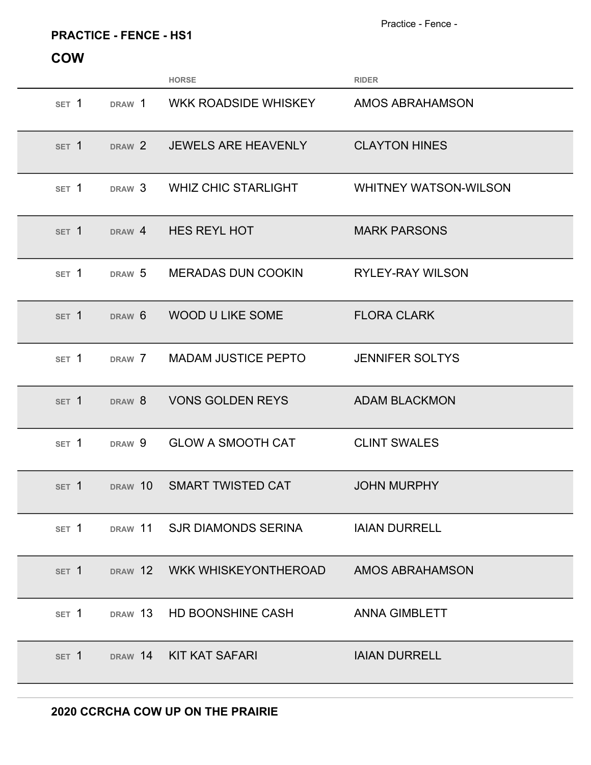## PRACTICE - FENCE - HS1

### COW

| | | HORSE | RIDER |
|---|---|---|---|
| SET 1 | DRAW 1 | WKK ROADSIDE WHISKEY | AMOS ABRAHAMSON |
| SET 1 | DRAW 2 | JEWELS ARE HEAVENLY | CLAYTON HINES |
| SET 1 | DRAW 3 | WHIZ CHIC STARLIGHT | WHITNEY WATSON-WILSON |
| SET 1 | DRAW 4 | HES REYL HOT | MARK PARSONS |
| SET 1 | DRAW 5 | MERADAS DUN COOKIN | RYLEY-RAY WILSON |
| SET 1 | DRAW 6 | WOOD U LIKE SOME | FLORA CLARK |
| SET 1 | DRAW 7 | MADAM JUSTICE PEPTO | JENNIFER SOLTYS |
| SET 1 | DRAW 8 | VONS GOLDEN REYS | ADAM BLACKMON |
| SET 1 | DRAW 9 | GLOW A SMOOTH CAT | CLINT SWALES |
| SET 1 | DRAW 10 | SMART TWISTED CAT | JOHN MURPHY |
| SET 1 | DRAW 11 | SJR DIAMONDS SERINA | IAIAN DURRELL |
| SET 1 | DRAW 12 | WKK WHISKEYONTHEROAD | AMOS ABRAHAMSON |
| SET 1 | DRAW 13 | HD BOONSHINE CASH | ANNA GIMBLETT |
| SET 1 | DRAW 14 | KIT KAT SAFARI | IAIAN DURRELL |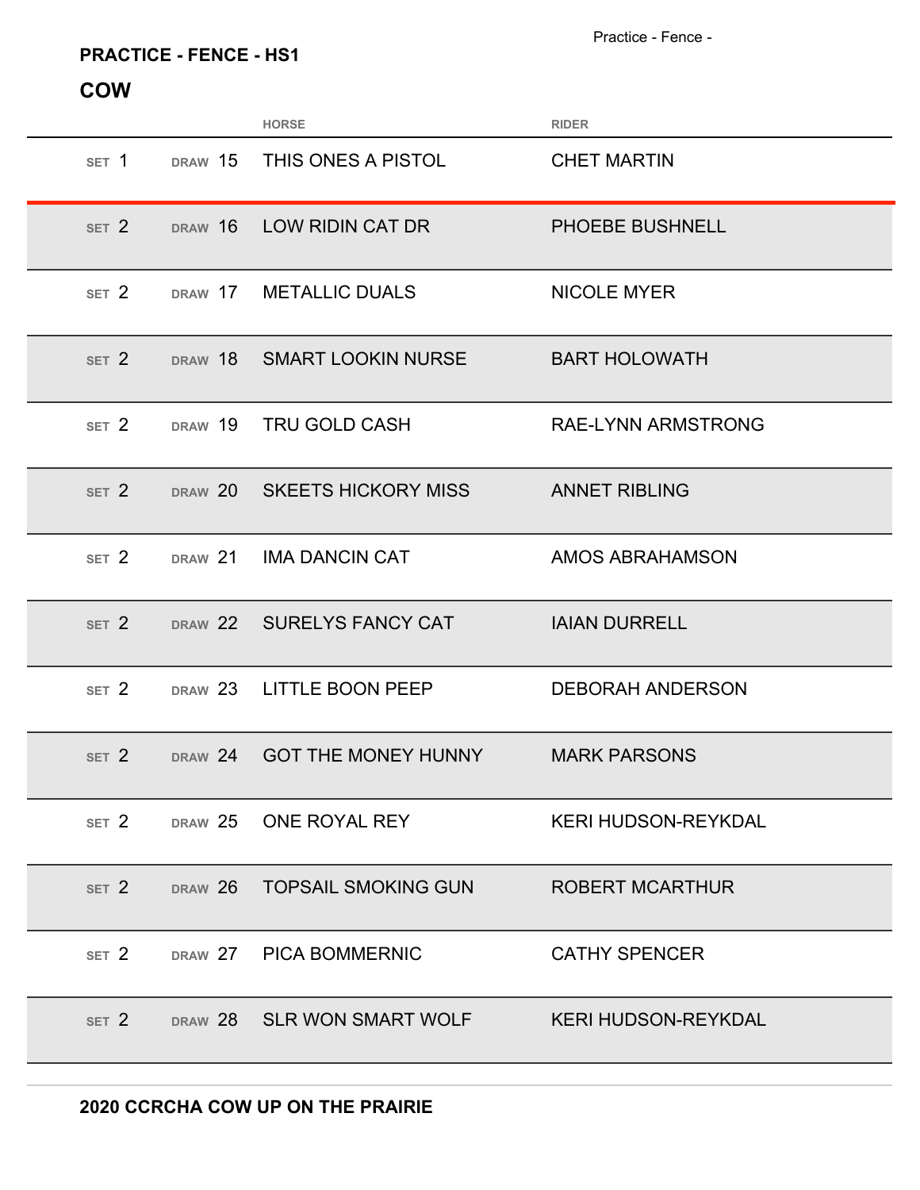## PRACTICE - FENCE - HS1

## COW

| SET | DRAW | HORSE | RIDER |
|---|---|---|---|
| 1 | 15 | THIS ONES A PISTOL | CHET MARTIN |
| 2 | 16 | LOW RIDIN CAT DR | PHOEBE BUSHNELL |
| 2 | 17 | METALLIC DUALS | NICOLE MYER |
| 2 | 18 | SMART LOOKIN NURSE | BART HOLOWATH |
| 2 | 19 | TRU GOLD CASH | RAE-LYNN ARMSTRONG |
| 2 | 20 | SKEETS HICKORY MISS | ANNET RIBLING |
| 2 | 21 | IMA DANCIN CAT | AMOS ABRAHAMSON |
| 2 | 22 | SURELYS FANCY CAT | IAIAN DURRELL |
| 2 | 23 | LITTLE BOON PEEP | DEBORAH ANDERSON |
| 2 | 24 | GOT THE MONEY HUNNY | MARK PARSONS |
| 2 | 25 | ONE ROYAL REY | KERI HUDSON-REYKDAL |
| 2 | 26 | TOPSAIL SMOKING GUN | ROBERT MCARTHUR |
| 2 | 27 | PICA BOMMERNIC | CATHY SPENCER |
| 2 | 28 | SLR WON SMART WOLF | KERI HUDSON-REYKDAL |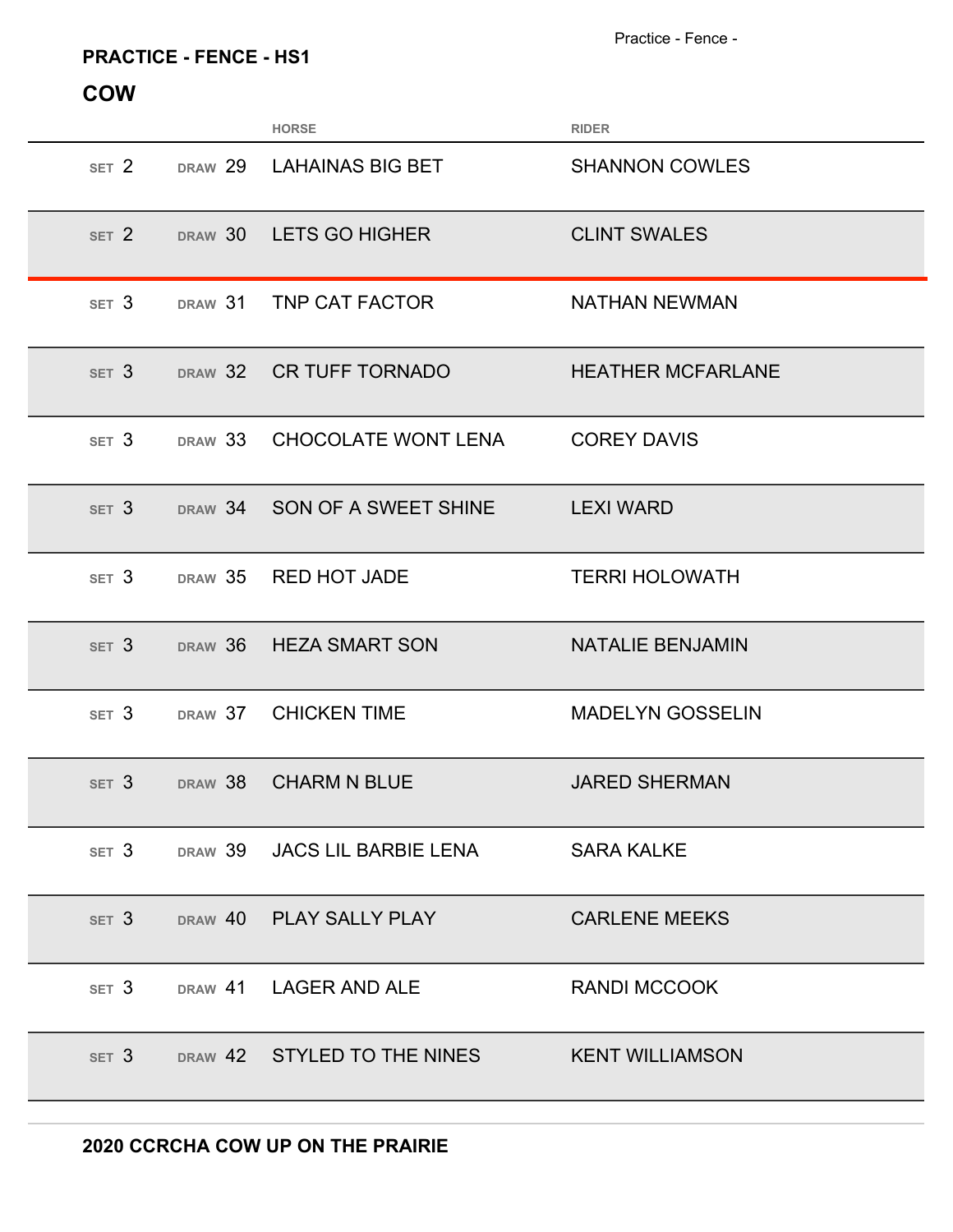## PRACTICE - FENCE - HS1

### COW

| | | HORSE | RIDER |
|---|---|---|---|
| SET 2 | DRAW 29 | LAHAINAS BIG BET | SHANNON COWLES |
| SET 2 | DRAW 30 | LETS GO HIGHER | CLINT SWALES |
| SET 3 | DRAW 31 | TNP CAT FACTOR | NATHAN NEWMAN |
| SET 3 | DRAW 32 | CR TUFF TORNADO | HEATHER MCFARLANE |
| SET 3 | DRAW 33 | CHOCOLATE WONT LENA | COREY DAVIS |
| SET 3 | DRAW 34 | SON OF A SWEET SHINE | LEXI WARD |
| SET 3 | DRAW 35 | RED HOT JADE | TERRI HOLOWATH |
| SET 3 | DRAW 36 | HEZA SMART SON | NATALIE BENJAMIN |
| SET 3 | DRAW 37 | CHICKEN TIME | MADELYN GOSSELIN |
| SET 3 | DRAW 38 | CHARM N BLUE | JARED SHERMAN |
| SET 3 | DRAW 39 | JACS LIL BARBIE LENA | SARA KALKE |
| SET 3 | DRAW 40 | PLAY SALLY PLAY | CARLENE MEEKS |
| SET 3 | DRAW 41 | LAGER AND ALE | RANDI MCCOOK |
| SET 3 | DRAW 42 | STYLED TO THE NINES | KENT WILLIAMSON |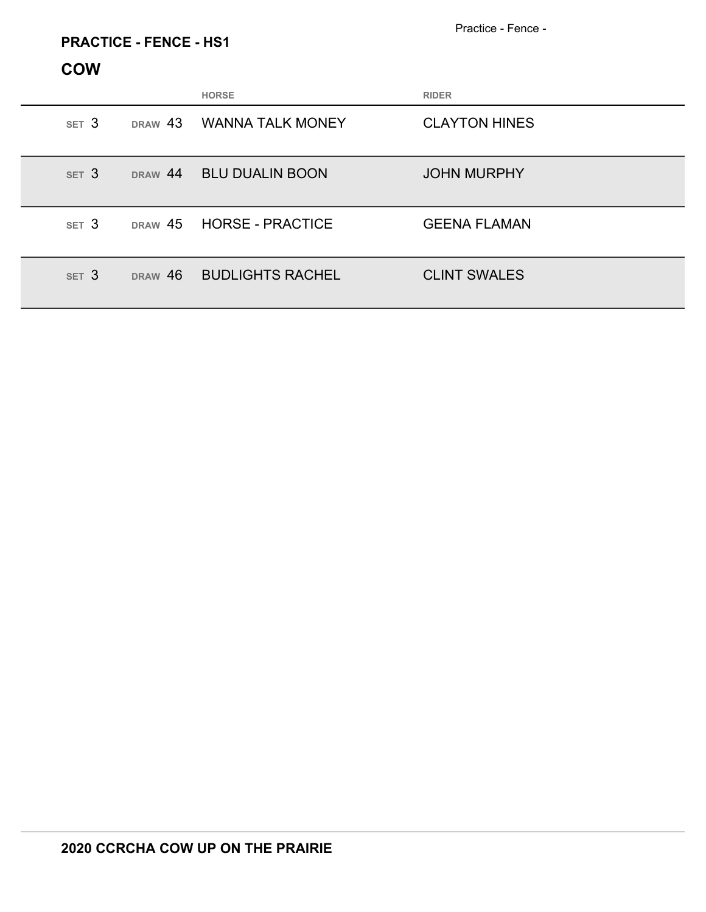## PRACTICE - FENCE - HS1

### COW

| | | HORSE | RIDER |
|---|---|---|---|
| SET 3 | DRAW 43 | WANNA TALK MONEY | CLAYTON HINES |
| SET 3 | DRAW 44 | BLU DUALIN BOON | JOHN MURPHY |
| SET 3 | DRAW 45 | HORSE - PRACTICE | GEENA FLAMAN |
| SET 3 | DRAW 46 | BUDLIGHTS RACHEL | CLINT SWALES |